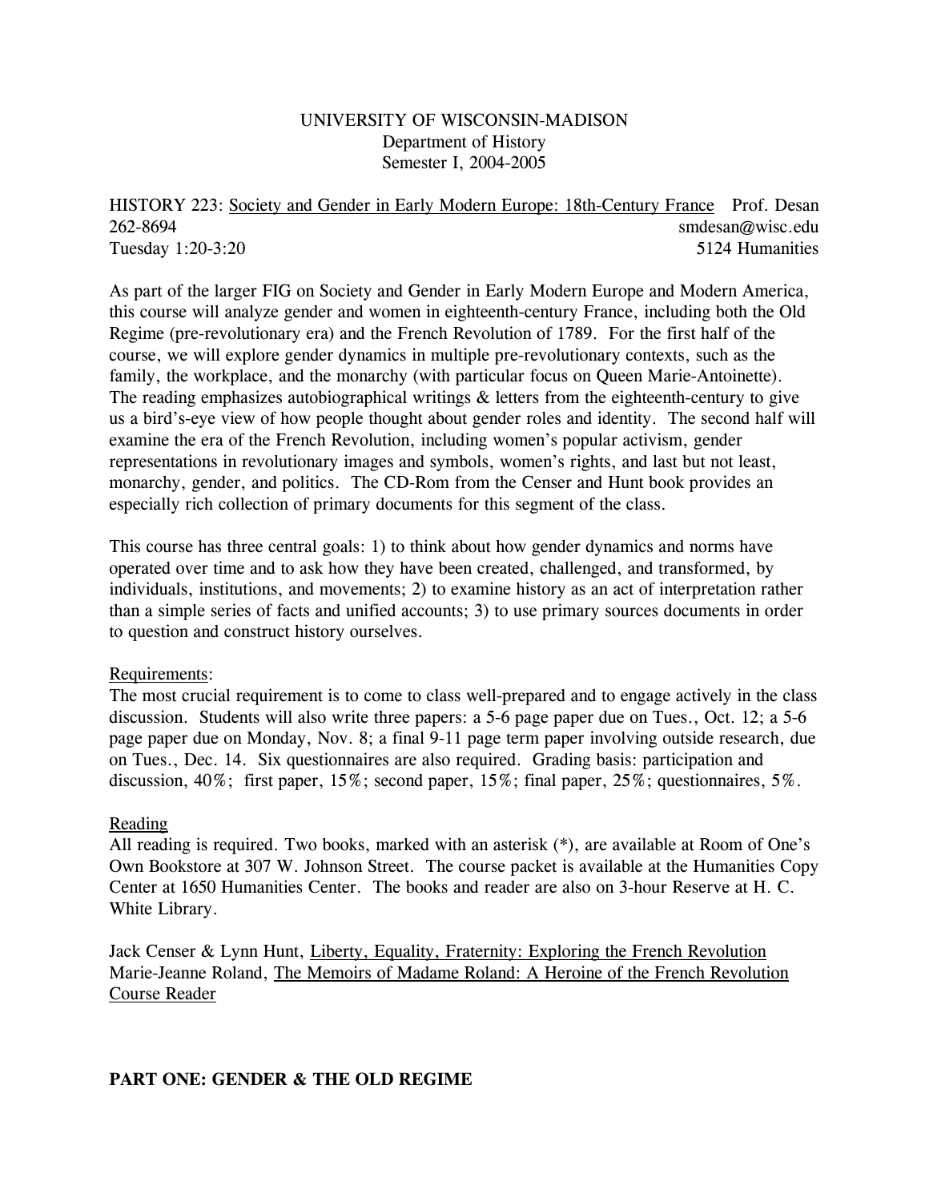UNIVERSITY OF WISCONSIN-MADISON
Department of History
Semester I, 2004-2005

HISTORY 223: Society and Gender in Early Modern Europe: 18th-Century France Prof. Desan
262-8694 smdesan@wisc.edu
Tuesday 1:20-3:20 5124 Humanities

As part of the larger FIG on Society and Gender in Early Modern Europe and Modern America, this course will analyze gender and women in eighteenth-century France, including both the Old Regime (pre-revolutionary era) and the French Revolution of 1789. For the first half of the course, we will explore gender dynamics in multiple pre-revolutionary contexts, such as the family, the workplace, and the monarchy (with particular focus on Queen Marie-Antoinette). The reading emphasizes autobiographical writings & letters from the eighteenth-century to give us a bird's-eye view of how people thought about gender roles and identity. The second half will examine the era of the French Revolution, including women's popular activism, gender representations in revolutionary images and symbols, women's rights, and last but not least, monarchy, gender, and politics. The CD-Rom from the Censer and Hunt book provides an especially rich collection of primary documents for this segment of the class.

This course has three central goals: 1) to think about how gender dynamics and norms have operated over time and to ask how they have been created, challenged, and transformed, by individuals, institutions, and movements; 2) to examine history as an act of interpretation rather than a simple series of facts and unified accounts; 3) to use primary sources documents in order to question and construct history ourselves.

Requirements:
The most crucial requirement is to come to class well-prepared and to engage actively in the class discussion. Students will also write three papers: a 5-6 page paper due on Tues., Oct. 12; a 5-6 page paper due on Monday, Nov. 8; a final 9-11 page term paper involving outside research, due on Tues., Dec. 14. Six questionnaires are also required. Grading basis: participation and discussion, 40%; first paper, 15%; second paper, 15%; final paper, 25%; questionnaires, 5%.

Reading
All reading is required. Two books, marked with an asterisk (*), are available at Room of One's Own Bookstore at 307 W. Johnson Street. The course packet is available at the Humanities Copy Center at 1650 Humanities Center. The books and reader are also on 3-hour Reserve at H. C. White Library.

Jack Censer & Lynn Hunt, Liberty, Equality, Fraternity: Exploring the French Revolution
Marie-Jeanne Roland, The Memoirs of Madame Roland: A Heroine of the French Revolution
Course Reader

## PART ONE: GENDER & THE OLD REGIME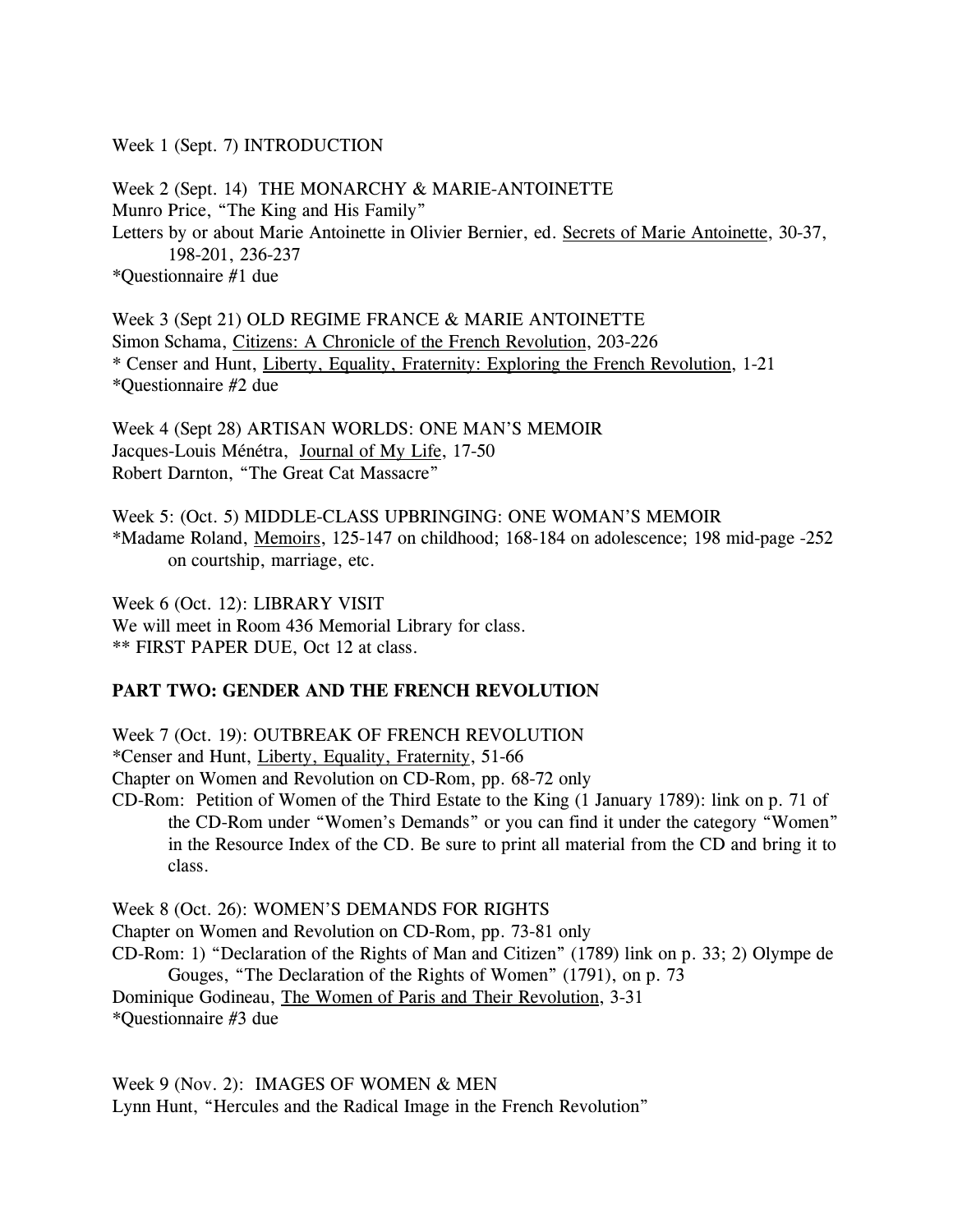Week 1 (Sept. 7) INTRODUCTION

Week 2 (Sept. 14) THE MONARCHY & MARIE-ANTOINETTE
Munro Price, "The King and His Family"
Letters by or about Marie Antoinette in Olivier Bernier, ed. Secrets of Marie Antoinette, 30-37, 198-201, 236-237
*Questionnaire #1 due

Week 3 (Sept 21) OLD REGIME FRANCE & MARIE ANTOINETTE
Simon Schama, Citizens: A Chronicle of the French Revolution, 203-226
* Censer and Hunt, Liberty, Equality, Fraternity: Exploring the French Revolution, 1-21
*Questionnaire #2 due

Week 4 (Sept 28) ARTISAN WORLDS: ONE MAN'S MEMOIR
Jacques-Louis Ménétra, Journal of My Life, 17-50
Robert Darnton, "The Great Cat Massacre"

Week 5: (Oct. 5) MIDDLE-CLASS UPBRINGING: ONE WOMAN'S MEMOIR
*Madame Roland, Memoirs, 125-147 on childhood; 168-184 on adolescence; 198 mid-page -252 on courtship, marriage, etc.

Week 6 (Oct. 12): LIBRARY VISIT
We will meet in Room 436 Memorial Library for class.
** FIRST PAPER DUE, Oct 12 at class.

**PART TWO: GENDER AND THE FRENCH REVOLUTION**

Week 7 (Oct. 19): OUTBREAK OF FRENCH REVOLUTION
*Censer and Hunt, Liberty, Equality, Fraternity, 51-66
Chapter on Women and Revolution on CD-Rom, pp. 68-72 only
CD-Rom: Petition of Women of the Third Estate to the King (1 January 1789): link on p. 71 of the CD-Rom under "Women's Demands" or you can find it under the category "Women" in the Resource Index of the CD. Be sure to print all material from the CD and bring it to class.

Week 8 (Oct. 26): WOMEN'S DEMANDS FOR RIGHTS
Chapter on Women and Revolution on CD-Rom, pp. 73-81 only
CD-Rom: 1) "Declaration of the Rights of Man and Citizen" (1789) link on p. 33; 2) Olympe de Gouges, "The Declaration of the Rights of Women" (1791), on p. 73
Dominique Godineau, The Women of Paris and Their Revolution, 3-31
*Questionnaire #3 due

Week 9 (Nov. 2): IMAGES OF WOMEN & MEN
Lynn Hunt, "Hercules and the Radical Image in the French Revolution"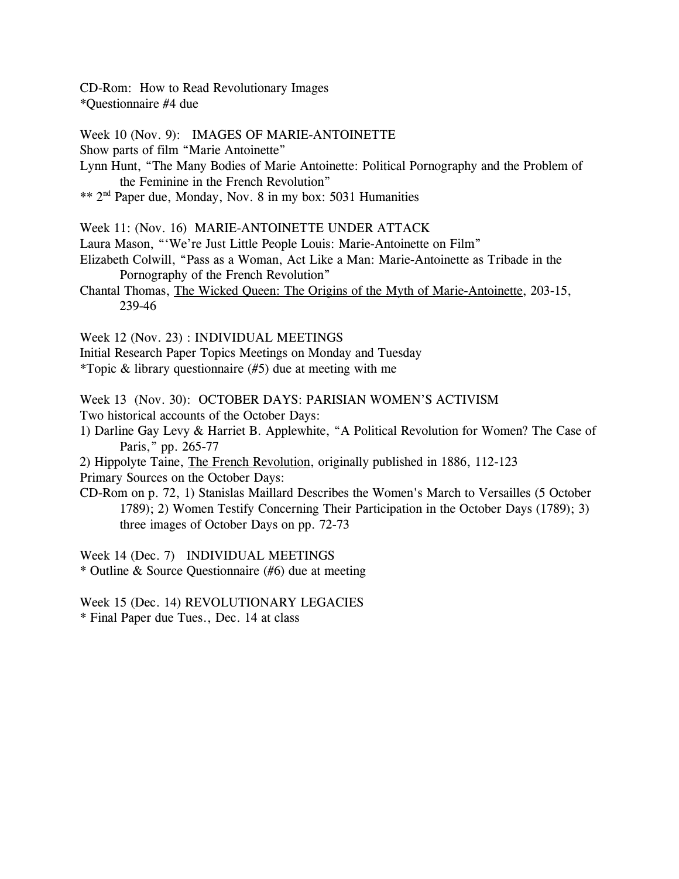CD-Rom: How to Read Revolutionary Images
*Questionnaire #4 due

Week 10 (Nov. 9): IMAGES OF MARIE-ANTOINETTE
Show parts of film "Marie Antoinette"
Lynn Hunt, "The Many Bodies of Marie Antoinette: Political Pornography and the Problem of the Feminine in the French Revolution"
** 2nd Paper due, Monday, Nov. 8 in my box: 5031 Humanities

Week 11: (Nov. 16) MARIE-ANTOINETTE UNDER ATTACK
Laura Mason, "'We're Just Little People Louis: Marie-Antoinette on Film"
Elizabeth Colwill, "Pass as a Woman, Act Like a Man: Marie-Antoinette as Tribade in the Pornography of the French Revolution"
Chantal Thomas, <u>The Wicked Queen: The Origins of the Myth of Marie-Antoinette</u>, 203-15, 239-46

Week 12 (Nov. 23) : INDIVIDUAL MEETINGS
Initial Research Paper Topics Meetings on Monday and Tuesday
*Topic & library questionnaire (#5) due at meeting with me

Week 13 (Nov. 30): OCTOBER DAYS: PARISIAN WOMEN'S ACTIVISM
Two historical accounts of the October Days:
1) Darline Gay Levy & Harriet B. Applewhite, "A Political Revolution for Women? The Case of Paris," pp. 265-77
2) Hippolyte Taine, <u>The French Revolution</u>, originally published in 1886, 112-123
Primary Sources on the October Days:
CD-Rom on p. 72, 1) Stanislas Maillard Describes the Women's March to Versailles (5 October 1789); 2) Women Testify Concerning Their Participation in the October Days (1789); 3) three images of October Days on pp. 72-73

Week 14 (Dec. 7) INDIVIDUAL MEETINGS
* Outline & Source Questionnaire (#6) due at meeting

Week 15 (Dec. 14) REVOLUTIONARY LEGACIES
* Final Paper due Tues., Dec. 14 at class